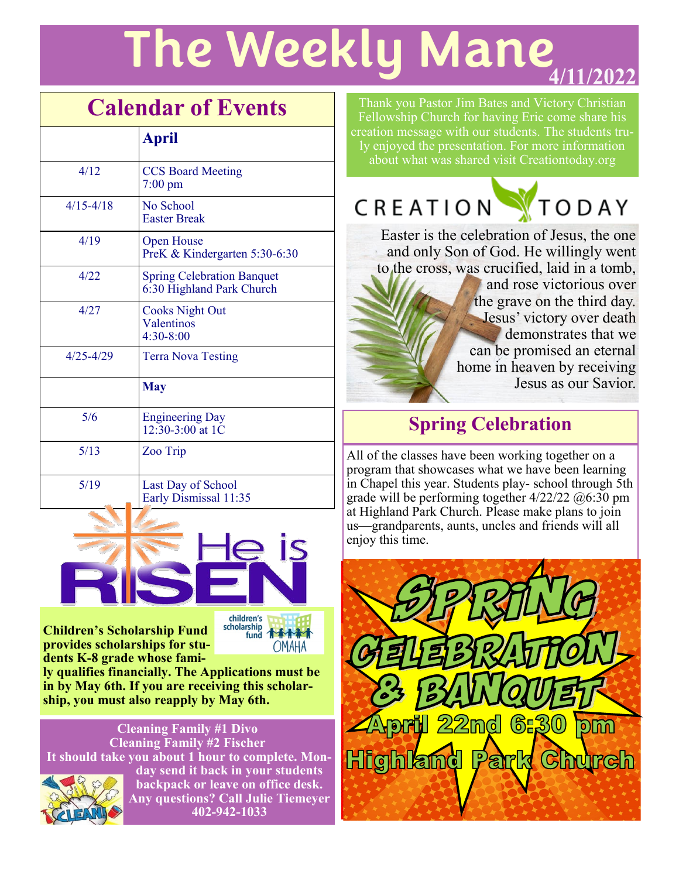# The Weekly Mane

**4/11/2022**

## Calendar of Events

| | **April** |
|---|---|
| 4/12 | CCS Board Meeting<br>7:00 pm |
| 4/15-4/18 | No School<br>Easter Break |
| 4/19 | Open House<br>PreK & Kindergarten 5:30-6:30 |
| 4/22 | Spring Celebration Banquet<br>6:30 Highland Park Church |
| 4/27 | Cooks Night Out<br>Valentinos<br>4:30-8:00 |
| 4/25-4/29 | Terra Nova Testing |
| | **May** |
| 5/6 | Engineering Day<br>12:30-3:00 at 1C |
| 5/13 | Zoo Trip |
| 5/19 | Last Day of School<br>Early Dismissal 11:35 |

He is RISEN

**Children's Scholarship Fund provides scholarships for students K-8 grade whose family qualifies financially. The Applications must be in by May 6th. If you are receiving this scholarship, you must also reapply by May 6th.**

children's scholarship fund OMAHA

**Cleaning Family #1 Divo**
**Cleaning Family #2 Fischer**
**It should take you about 1 hour to complete. Monday send it back in your students backpack or leave on office desk. Any questions? Call Julie Tiemeyer 402-942-1033**

Thank you Pastor Jim Bates and Victory Christian Fellowship Church for having Eric come share his creation message with our students. The students truly enjoyed the presentation. For more information about what was shared visit Creationtoday.org

CREATION TODAY

Easter is the celebration of Jesus, the one and only Son of God. He willingly went to the cross, was crucified, laid in a tomb, and rose victorious over the grave on the third day. Jesus' victory over death demonstrates that we can be promised an eternal home in heaven by receiving Jesus as our Savior.

## Spring Celebration

All of the classes have been working together on a program that showcases what we have been learning in Chapel this year. Students play- school through 5th grade will be performing together 4/22/22 @6:30 pm at Highland Park Church. Please make plans to join us—grandparents, aunts, uncles and friends will all enjoy this time.

SPRING CELEBRATION & BANQUET
April 22nd 6:30 pm
Highland Park Church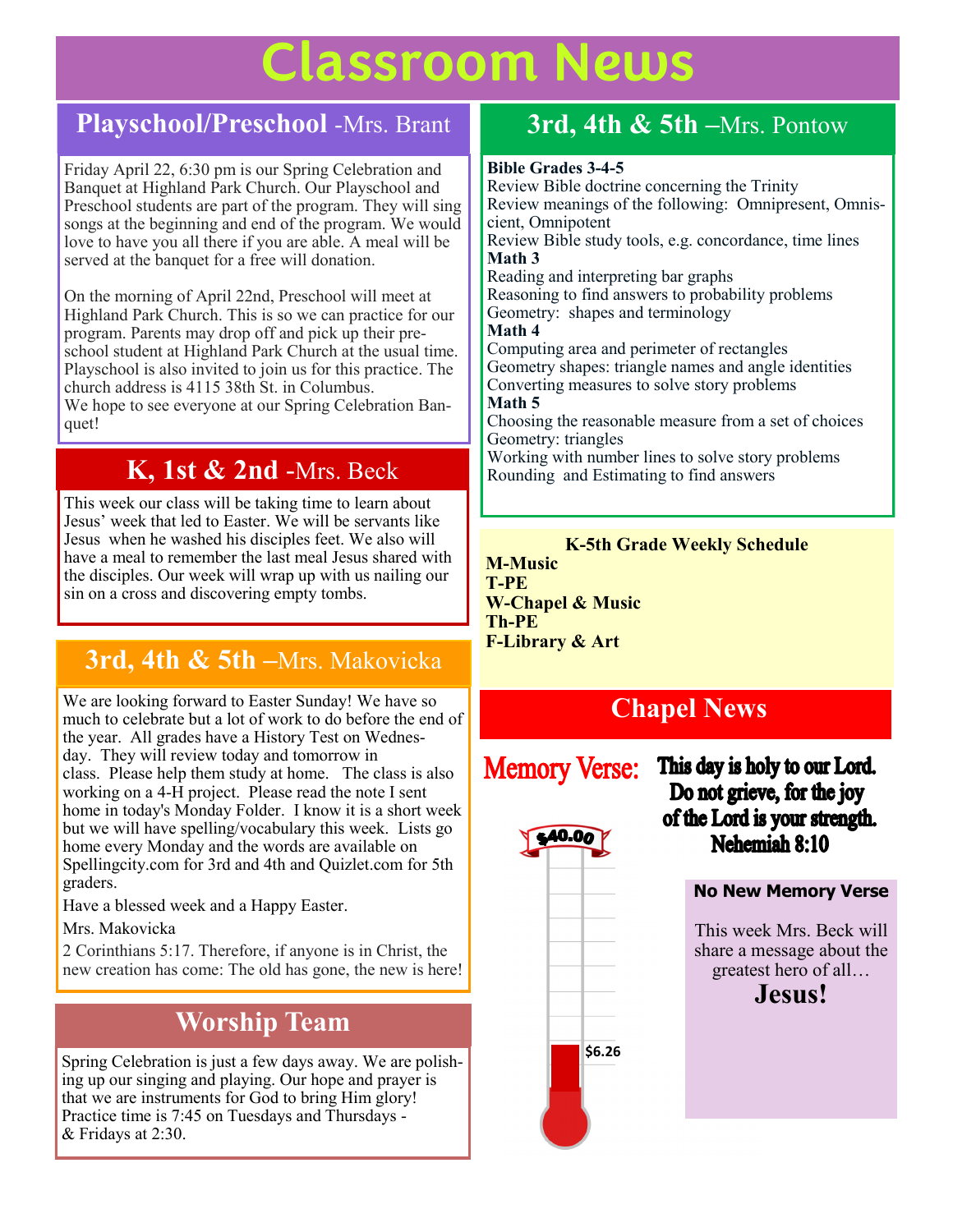# Classroom News

## Playschool/Preschool -Mrs. Brant

Friday April 22, 6:30 pm is our Spring Celebration and Banquet at Highland Park Church. Our Playschool and Preschool students are part of the program. They will sing songs at the beginning and end of the program. We would love to have you all there if you are able. A meal will be served at the banquet for a free will donation.

On the morning of April 22nd, Preschool will meet at Highland Park Church. This is so we can practice for our program. Parents may drop off and pick up their preschool student at Highland Park Church at the usual time. Playschool is also invited to join us for this practice. The church address is 4115 38th St. in Columbus.
We hope to see everyone at our Spring Celebration Banquet!

## K, 1st & 2nd -Mrs. Beck

This week our class will be taking time to learn about Jesus' week that led to Easter. We will be servants like Jesus when he washed his disciples feet. We also will have a meal to remember the last meal Jesus shared with the disciples. Our week will wrap up with us nailing our sin on a cross and discovering empty tombs.

## 3rd, 4th & 5th –Mrs. Makovicka

We are looking forward to Easter Sunday! We have so much to celebrate but a lot of work to do before the end of the year. All grades have a History Test on Wednesday. They will review today and tomorrow in class. Please help them study at home. The class is also working on a 4-H project. Please read the note I sent home in today's Monday Folder. I know it is a short week but we will have spelling/vocabulary this week. Lists go home every Monday and the words are available on Spellingcity.com for 3rd and 4th and Quizlet.com for 5th graders.

Have a blessed week and a Happy Easter.

Mrs. Makovicka

2 Corinthians 5:17. Therefore, if anyone is in Christ, the new creation has come: The old has gone, the new is here!

## Worship Team

Spring Celebration is just a few days away. We are polishing up our singing and playing. Our hope and prayer is that we are instruments for God to bring Him glory! Practice time is 7:45 on Tuesdays and Thursdays - & Fridays at 2:30.

## 3rd, 4th & 5th –Mrs. Pontow

**Bible Grades 3-4-5**
Review Bible doctrine concerning the Trinity
Review meanings of the following: Omnipresent, Omniscient, Omnipotent
Review Bible study tools, e.g. concordance, time lines

**Math 3**
Reading and interpreting bar graphs
Reasoning to find answers to probability problems
Geometry: shapes and terminology

**Math 4**
Computing area and perimeter of rectangles
Geometry shapes: triangle names and angle identities
Converting measures to solve story problems

**Math 5**
Choosing the reasonable measure from a set of choices
Geometry: triangles
Working with number lines to solve story problems
Rounding and Estimating to find answers

**K-5th Grade Weekly Schedule**

**M-Music**
**T-PE**
**W-Chapel & Music**
**Th-PE**
**F-Library & Art**

## Chapel News

**Memory Verse:** **This day is holy to our Lord. Do not grieve, for the joy of the Lord is your strength. Nehemiah 8:10**

$40.00

$6.26

**No New Memory Verse**

This week Mrs. Beck will share a message about the greatest hero of all…

**Jesus!**